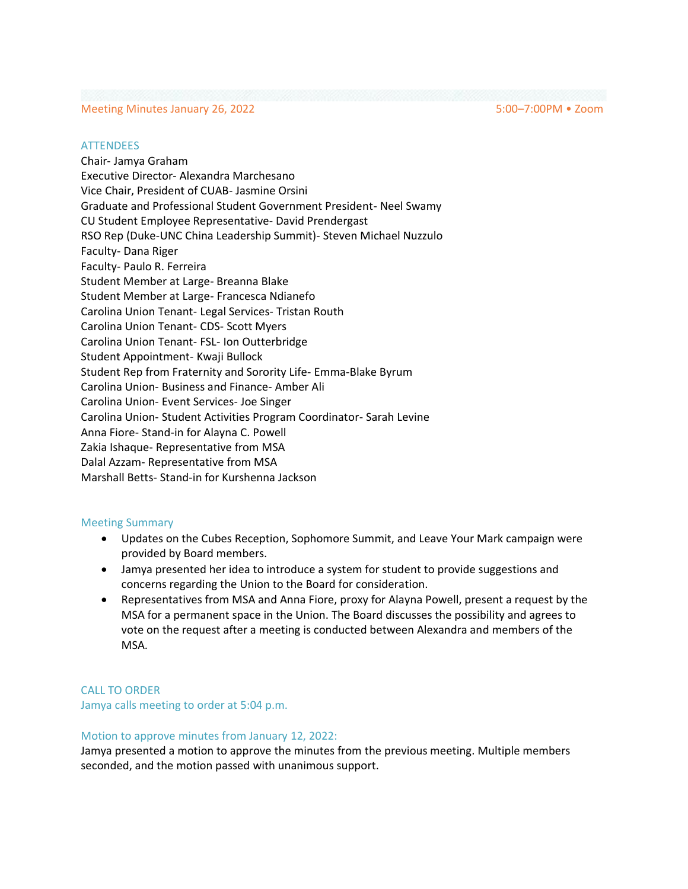Meeting Minutes January 26, 2022 5:00–7:00PM • Zoom

## ATTENDEES

Chair- Jamya Graham
Executive Director- Alexandra Marchesano
Vice Chair, President of CUAB- Jasmine Orsini
Graduate and Professional Student Government President- Neel Swamy
CU Student Employee Representative- David Prendergast
RSO Rep (Duke-UNC China Leadership Summit)- Steven Michael Nuzzulo
Faculty- Dana Riger
Faculty- Paulo R. Ferreira
Student Member at Large- Breanna Blake
Student Member at Large- Francesca Ndianefo
Carolina Union Tenant- Legal Services- Tristan Routh
Carolina Union Tenant- CDS- Scott Myers
Carolina Union Tenant- FSL- Ion Outterbridge
Student Appointment- Kwaji Bullock
Student Rep from Fraternity and Sorority Life- Emma-Blake Byrum
Carolina Union- Business and Finance- Amber Ali
Carolina Union- Event Services- Joe Singer
Carolina Union- Student Activities Program Coordinator- Sarah Levine
Anna Fiore- Stand-in for Alayna C. Powell
Zakia Ishaque- Representative from MSA
Dalal Azzam- Representative from MSA
Marshall Betts- Stand-in for Kurshenna Jackson

## Meeting Summary

- Updates on the Cubes Reception, Sophomore Summit, and Leave Your Mark campaign were provided by Board members.
- Jamya presented her idea to introduce a system for student to provide suggestions and concerns regarding the Union to the Board for consideration.
- Representatives from MSA and Anna Fiore, proxy for Alayna Powell, present a request by the MSA for a permanent space in the Union. The Board discusses the possibility and agrees to vote on the request after a meeting is conducted between Alexandra and members of the MSA.

## CALL TO ORDER

Jamya calls meeting to order at 5:04 p.m.

## Motion to approve minutes from January 12, 2022:

Jamya presented a motion to approve the minutes from the previous meeting. Multiple members seconded, and the motion passed with unanimous support.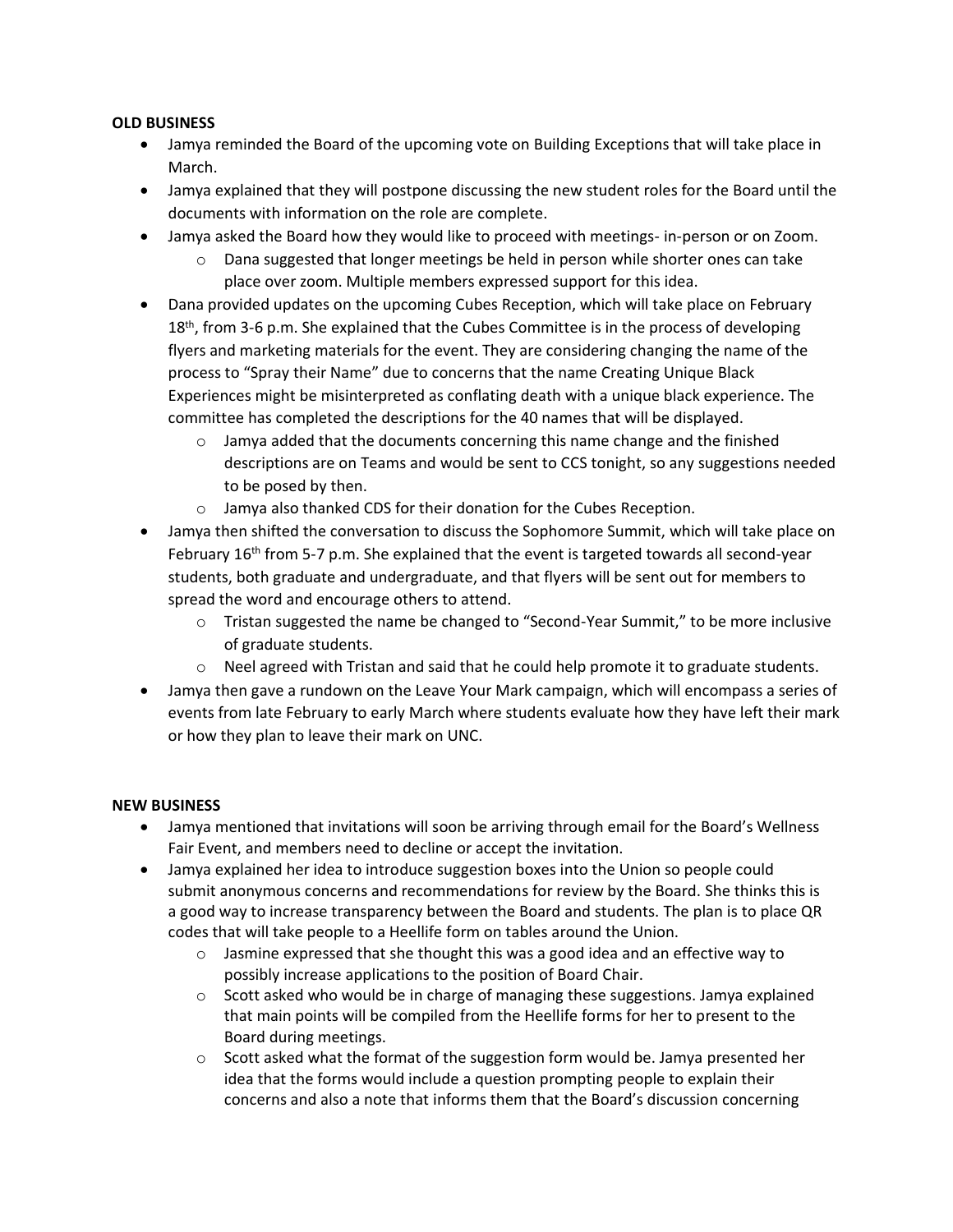**OLD BUSINESS**

- Jamya reminded the Board of the upcoming vote on Building Exceptions that will take place in March.
- Jamya explained that they will postpone discussing the new student roles for the Board until the documents with information on the role are complete.
- Jamya asked the Board how they would like to proceed with meetings- in-person or on Zoom.
    - Dana suggested that longer meetings be held in person while shorter ones can take place over zoom. Multiple members expressed support for this idea.
- Dana provided updates on the upcoming Cubes Reception, which will take place on February 18th, from 3-6 p.m. She explained that the Cubes Committee is in the process of developing flyers and marketing materials for the event. They are considering changing the name of the process to "Spray their Name" due to concerns that the name Creating Unique Black Experiences might be misinterpreted as conflating death with a unique black experience. The committee has completed the descriptions for the 40 names that will be displayed.
    - Jamya added that the documents concerning this name change and the finished descriptions are on Teams and would be sent to CCS tonight, so any suggestions needed to be posed by then.
    - Jamya also thanked CDS for their donation for the Cubes Reception.
- Jamya then shifted the conversation to discuss the Sophomore Summit, which will take place on February 16th from 5-7 p.m. She explained that the event is targeted towards all second-year students, both graduate and undergraduate, and that flyers will be sent out for members to spread the word and encourage others to attend.
    - Tristan suggested the name be changed to "Second-Year Summit," to be more inclusive of graduate students.
    - Neel agreed with Tristan and said that he could help promote it to graduate students.
- Jamya then gave a rundown on the Leave Your Mark campaign, which will encompass a series of events from late February to early March where students evaluate how they have left their mark or how they plan to leave their mark on UNC.

**NEW BUSINESS**

- Jamya mentioned that invitations will soon be arriving through email for the Board's Wellness Fair Event, and members need to decline or accept the invitation.
- Jamya explained her idea to introduce suggestion boxes into the Union so people could submit anonymous concerns and recommendations for review by the Board. She thinks this is a good way to increase transparency between the Board and students. The plan is to place QR codes that will take people to a Heellife form on tables around the Union.
    - Jasmine expressed that she thought this was a good idea and an effective way to possibly increase applications to the position of Board Chair.
    - Scott asked who would be in charge of managing these suggestions. Jamya explained that main points will be compiled from the Heellife forms for her to present to the Board during meetings.
    - Scott asked what the format of the suggestion form would be. Jamya presented her idea that the forms would include a question prompting people to explain their concerns and also a note that informs them that the Board's discussion concerning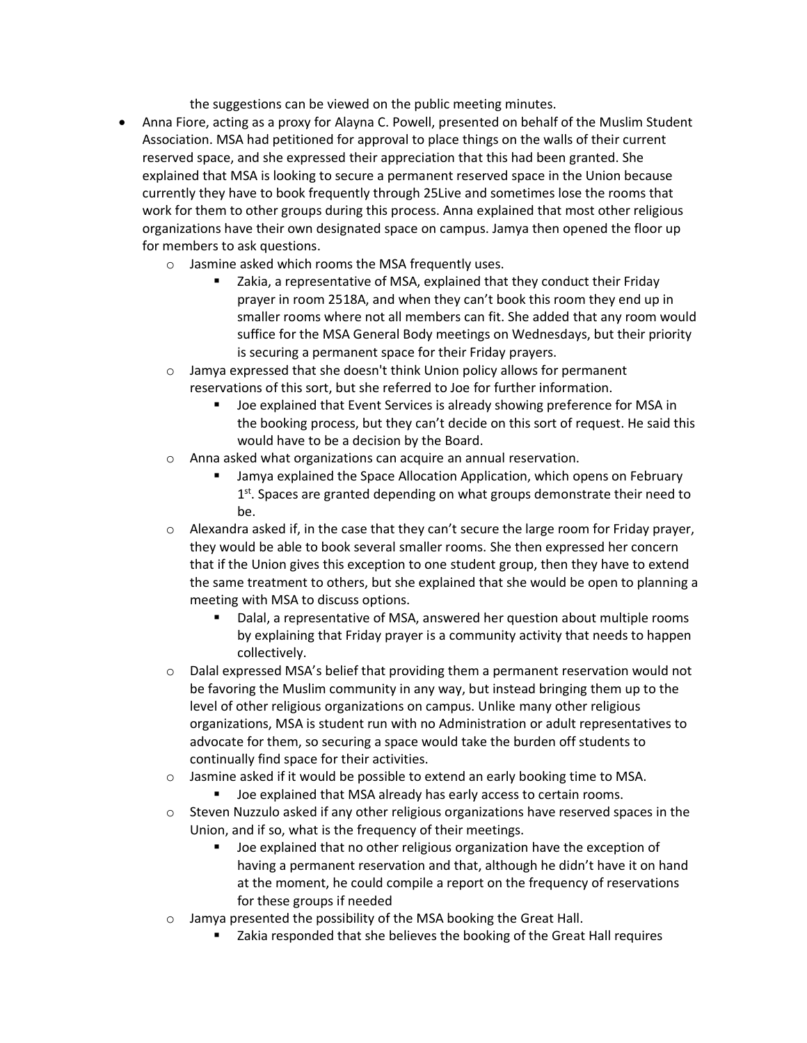the suggestions can be viewed on the public meeting minutes.

- Anna Fiore, acting as a proxy for Alayna C. Powell, presented on behalf of the Muslim Student Association. MSA had petitioned for approval to place things on the walls of their current reserved space, and she expressed their appreciation that this had been granted. She explained that MSA is looking to secure a permanent reserved space in the Union because currently they have to book frequently through 25Live and sometimes lose the rooms that work for them to other groups during this process. Anna explained that most other religious organizations have their own designated space on campus. Jamya then opened the floor up for members to ask questions.
    - Jasmine asked which rooms the MSA frequently uses.
        - Zakia, a representative of MSA, explained that they conduct their Friday prayer in room 2518A, and when they can't book this room they end up in smaller rooms where not all members can fit. She added that any room would suffice for the MSA General Body meetings on Wednesdays, but their priority is securing a permanent space for their Friday prayers.
    - Jamya expressed that she doesn't think Union policy allows for permanent reservations of this sort, but she referred to Joe for further information.
        - Joe explained that Event Services is already showing preference for MSA in the booking process, but they can't decide on this sort of request. He said this would have to be a decision by the Board.
    - Anna asked what organizations can acquire an annual reservation.
        - Jamya explained the Space Allocation Application, which opens on February 1st. Spaces are granted depending on what groups demonstrate their need to be.
    - Alexandra asked if, in the case that they can't secure the large room for Friday prayer, they would be able to book several smaller rooms. She then expressed her concern that if the Union gives this exception to one student group, then they have to extend the same treatment to others, but she explained that she would be open to planning a meeting with MSA to discuss options.
        - Dalal, a representative of MSA, answered her question about multiple rooms by explaining that Friday prayer is a community activity that needs to happen collectively.
    - Dalal expressed MSA's belief that providing them a permanent reservation would not be favoring the Muslim community in any way, but instead bringing them up to the level of other religious organizations on campus. Unlike many other religious organizations, MSA is student run with no Administration or adult representatives to advocate for them, so securing a space would take the burden off students to continually find space for their activities.
    - Jasmine asked if it would be possible to extend an early booking time to MSA.
        - Joe explained that MSA already has early access to certain rooms.
    - Steven Nuzzulo asked if any other religious organizations have reserved spaces in the Union, and if so, what is the frequency of their meetings.
        - Joe explained that no other religious organization have the exception of having a permanent reservation and that, although he didn't have it on hand at the moment, he could compile a report on the frequency of reservations for these groups if needed
    - Jamya presented the possibility of the MSA booking the Great Hall.
        - Zakia responded that she believes the booking of the Great Hall requires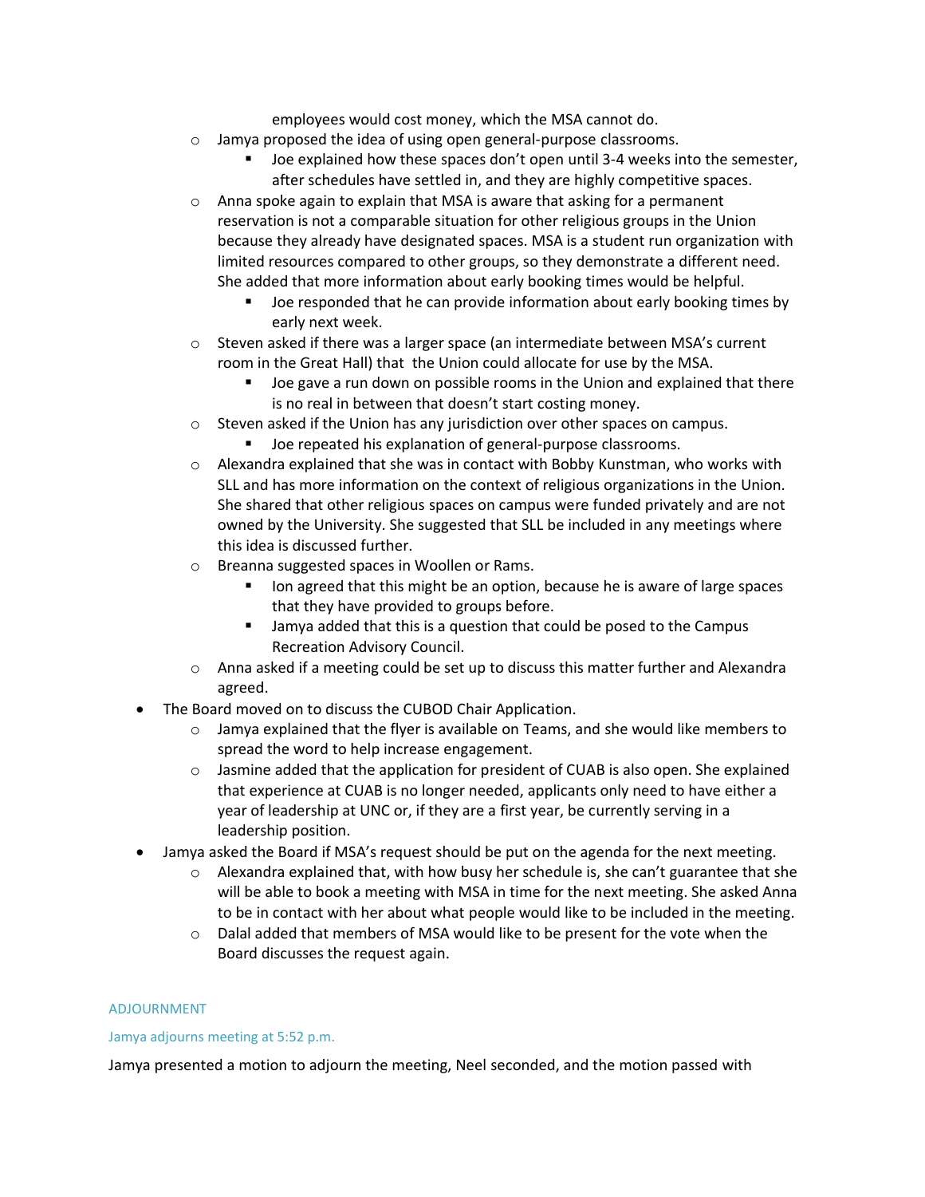employees would cost money, which the MSA cannot do.

- Jamya proposed the idea of using open general-purpose classrooms.
  - Joe explained how these spaces don't open until 3-4 weeks into the semester, after schedules have settled in, and they are highly competitive spaces.
- Anna spoke again to explain that MSA is aware that asking for a permanent reservation is not a comparable situation for other religious groups in the Union because they already have designated spaces. MSA is a student run organization with limited resources compared to other groups, so they demonstrate a different need. She added that more information about early booking times would be helpful.
  - Joe responded that he can provide information about early booking times by early next week.
- Steven asked if there was a larger space (an intermediate between MSA's current room in the Great Hall) that the Union could allocate for use by the MSA.
  - Joe gave a run down on possible rooms in the Union and explained that there is no real in between that doesn't start costing money.
- Steven asked if the Union has any jurisdiction over other spaces on campus.
  - Joe repeated his explanation of general-purpose classrooms.
- Alexandra explained that she was in contact with Bobby Kunstman, who works with SLL and has more information on the context of religious organizations in the Union. She shared that other religious spaces on campus were funded privately and are not owned by the University. She suggested that SLL be included in any meetings where this idea is discussed further.
- Breanna suggested spaces in Woollen or Rams.
  - Ion agreed that this might be an option, because he is aware of large spaces that they have provided to groups before.
  - Jamya added that this is a question that could be posed to the Campus Recreation Advisory Council.
- Anna asked if a meeting could be set up to discuss this matter further and Alexandra agreed.

- The Board moved on to discuss the CUBOD Chair Application.
  - Jamya explained that the flyer is available on Teams, and she would like members to spread the word to help increase engagement.
  - Jasmine added that the application for president of CUAB is also open. She explained that experience at CUAB is no longer needed, applicants only need to have either a year of leadership at UNC or, if they are a first year, be currently serving in a leadership position.
- Jamya asked the Board if MSA's request should be put on the agenda for the next meeting.
  - Alexandra explained that, with how busy her schedule is, she can't guarantee that she will be able to book a meeting with MSA in time for the next meeting. She asked Anna to be in contact with her about what people would like to be included in the meeting.
  - Dalal added that members of MSA would like to be present for the vote when the Board discusses the request again.

## ADJOURNMENT

### Jamya adjourns meeting at 5:52 p.m.

Jamya presented a motion to adjourn the meeting, Neel seconded, and the motion passed with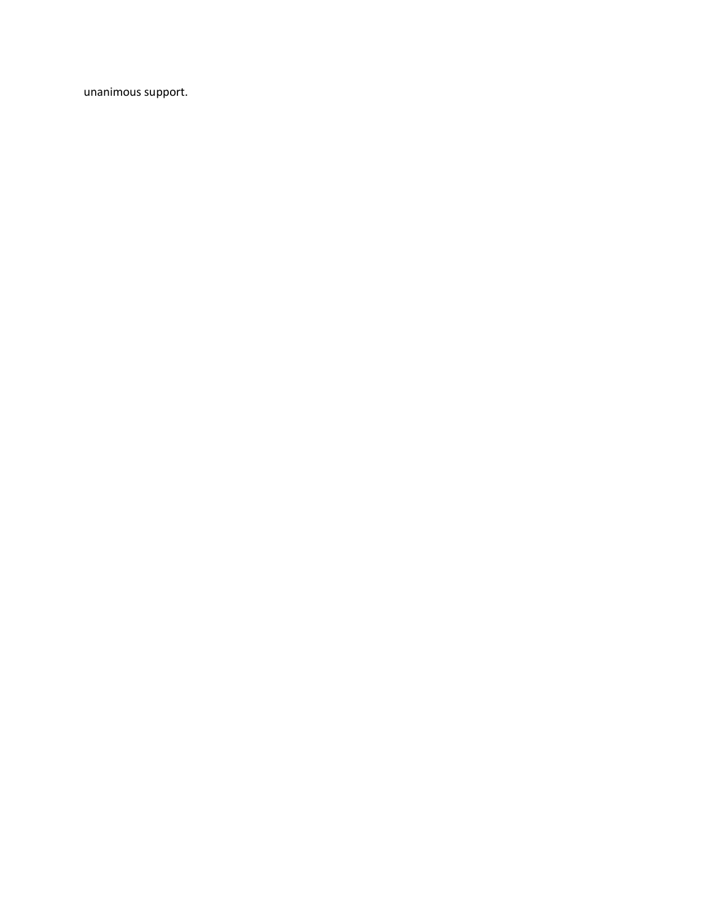unanimous support.